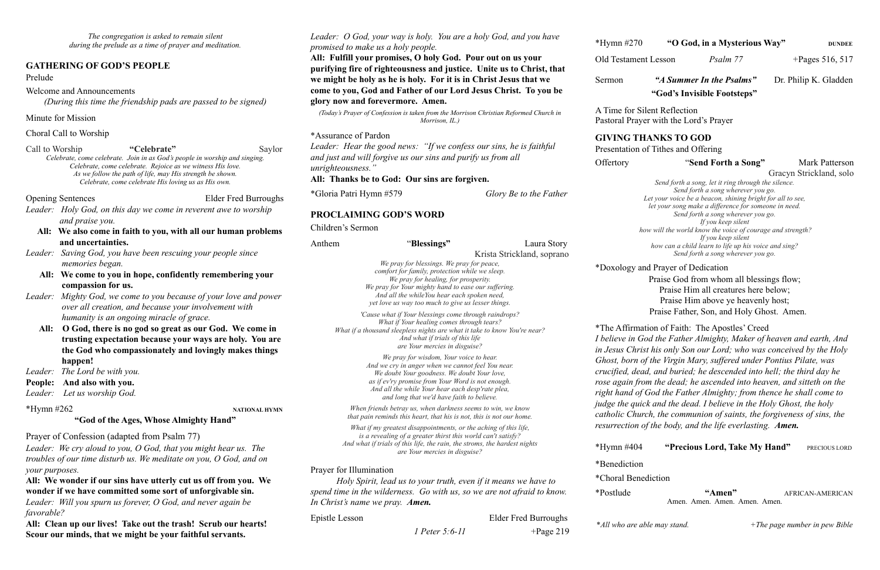*The congregation is asked to remain silent during the prelude as a time of prayer and meditation.*

## GATHERING OF GOD'S PEOPLE

Prelude

Welcome and Announcements
*(During this time the friendship pads are passed to be signed)*

Minute for Mission

Choral Call to Worship

Call to Worship **"Celebrate"** Saylor

*Celebrate, come celebrate. Join in as God's people in worship and singing.*
*Celebrate, come celebrate. Rejoice as we witness His love.*
*As we follow the path of life, may His strength be shown.*
*Celebrate, come celebrate His loving us as His own.*

Opening Sentences Elder Fred Burroughs

*Leader: Holy God, on this day we come in reverent awe to worship and praise you.*

**All: We also come in faith to you, with all our human problems and uncertainties.**

*Leader: Saving God, you have been rescuing your people since memories began.*

**All: We come to you in hope, confidently remembering your compassion for us.**

*Leader: Mighty God, we come to you because of your love and power over all creation, and because your involvement with humanity is an ongoing miracle of grace.*

**All: O God, there is no god so great as our God. We come in trusting expectation because your ways are holy. You are the God who compassionately and lovingly makes things happen!**

*Leader: The Lord be with you.*

**People: And also with you.**

*Leader: Let us worship God.*

*Hymn #262 NATIONAL HYMN
**"God of the Ages, Whose Almighty Hand"**

Prayer of Confession (adapted from Psalm 77)

*Leader: We cry aloud to you, O God, that you might hear us. The troubles of our time disturb us. We meditate on you, O God, and on your purposes.*

**All: We wonder if our sins have utterly cut us off from you. We wonder if we have committed some sort of unforgivable sin.**

*Leader: Will you spurn us forever, O God, and never again be favorable?*

**All: Clean up our lives! Take out the trash! Scrub our hearts! Scour our minds, that we might be your faithful servants.**

*Leader: O God, your way is holy. You are a holy God, and you have promised to make us a holy people.*

**All: Fulfill your promises, O holy God. Pour out on us your purifying fire of righteousness and justice. Unite us to Christ, that we might be holy as he is holy. For it is in Christ Jesus that we come to you, God and Father of our Lord Jesus Christ. To you be glory now and forevermore. Amen.**

*(Today's Prayer of Confession is taken from the Morrison Christian Reformed Church in Morrison, IL.)*

*Assurance of Pardon

*Leader: Hear the good news: "If we confess our sins, he is faithful and just and will forgive us our sins and purify us from all unrighteousness."*

**All: Thanks be to God: Our sins are forgiven.**

*Gloria Patri Hymn #579 *Glory Be to the Father*

## PROCLAIMING GOD'S WORD

Children's Sermon

Anthem "**Blessings"** Laura Story
Krista Strickland, soprano

*We pray for blessings. We pray for peace,*
*comfort for family, protection while we sleep.*
*We pray for healing, for prosperity.*
*We pray for Your mighty hand to ease our suffering.*
*And all the whileYou hear each spoken need,*
*yet love us way too much to give us lesser things.*

*'Cause what if Your blessings come through raindrops?*
*What if Your healing comes through tears?*
*What if a thousand sleepless nights are what it take to know You're near?*
*And what if trials of this life*
*are Your mercies in disguise?*

*We pray for wisdom, Your voice to hear.*
*And we cry in anger when we cannot feel You near.*
*We doubt Your goodness. We doubt Your love,*
*as if ev'ry promise from Your Word is not enough.*
*And all the while Your hear each desp'rate plea,*
*and long that we'd have faith to believe.*

*When friends betray us, when darkness seems to win, we know*
*that pain reminds this heart, that his is not, this is not our home.*

*What if my greatest disappointments, or the aching of this life,*
*is a revealing of a greater thirst this world can't satisfy?*
*And what if trials of this life, the rain, the stroms, the hardest nights*
*are Your mercies in disguise?*

Prayer for Illumination

*Holy Spirit, lead us to your truth, even if it means we have to spend time in the wilderness. Go with us, so we are not afraid to know. In Christ's name we pray. **Amen.***

Epistle Lesson Elder Fred Burroughs
*1 Peter 5:6-11* +Page 219

*Hymn #270 **"O God, in a Mysterious Way"** DUNDEE

Old Testament Lesson *Psalm 77* +Pages 516, 517

Sermon ***"A Summer In the Psalms"*** Dr. Philip K. Gladden
**"God's Invisible Footsteps"**

A Time for Silent Reflection

Pastoral Prayer with the Lord's Prayer

## GIVING THANKS TO GOD

Presentation of Tithes and Offering

Offertory "**Send Forth a Song"** Mark Patterson
Gracyn Strickland, solo

*Send forth a song, let it ring through the silence.*
*Send forth a song wherever you go.*
*Let your voice be a beacon, shining bright for all to see,*
*let your song make a difference for someone in need.*
*Send forth a song wherever you go.*
*If you keep silent*
*how will the world know the voice of courage and strength?*
*If you keep silent*
*how can a child learn to life up his voice and sing?*
*Send forth a song wherever you go.*

*Doxology and Prayer of Dedication

Praise God from whom all blessings flow;
Praise Him all creatures here below;
Praise Him above ye heavenly host;
Praise Father, Son, and Holy Ghost. Amen.

*The Affirmation of Faith: The Apostles' Creed

*I believe in God the Father Almighty, Maker of heaven and earth, And in Jesus Christ his only Son our Lord; who was conceived by the Holy Ghost, born of the Virgin Mary, suffered under Pontius Pilate, was crucified, dead, and buried; he descended into hell; the third day he rose again from the dead; he ascended into heaven, and sitteth on the right hand of God the Father Almighty; from thence he shall come to judge the quick and the dead. I believe in the Holy Ghost, the holy catholic Church, the communion of saints, the forgiveness of sins, the resurrection of the body, and the life everlasting. **Amen.***

*Hymn #404 **"Precious Lord, Take My Hand"** PRECIOUS LORD

*Benediction

*Choral Benediction

*Postlude **"Amen"** AFRICAN-AMERICAN
Amen. Amen. Amen. Amen. Amen.

**All who are able may stand.* *+The page number in pew Bible*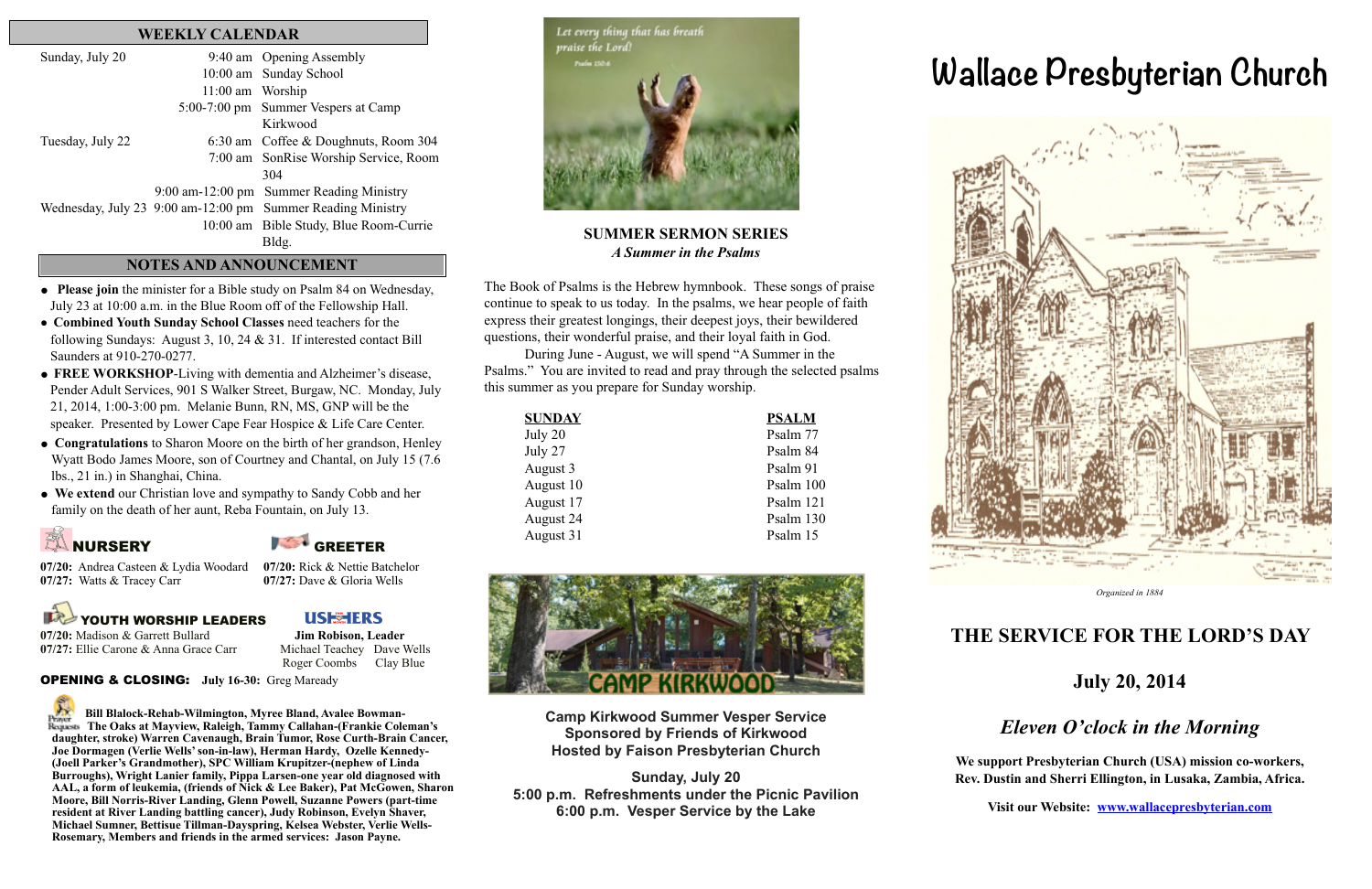## WEEKLY CALENDAR

| | | |
|---|---|---|
| Sunday, July 20 | 9:40 am | Opening Assembly |
| | 10:00 am | Sunday School |
| | 11:00 am | Worship |
| | 5:00-7:00 pm | Summer Vespers at Camp Kirkwood |
| Tuesday, July 22 | 6:30 am | Coffee & Doughnuts, Room 304 |
| | 7:00 am | SonRise Worship Service, Room 304 |
| | 9:00 am-12:00 pm | Summer Reading Ministry |
| Wednesday, July 23 | 9:00 am-12:00 pm | Summer Reading Ministry |
| | 10:00 am | Bible Study, Blue Room-Currie Bldg. |

## NOTES AND ANNOUNCEMENT

- **Please join** the minister for a Bible study on Psalm 84 on Wednesday, July 23 at 10:00 a.m. in the Blue Room off of the Fellowship Hall.
- **Combined Youth Sunday School Classes** need teachers for the following Sundays: August 3, 10, 24 & 31. If interested contact Bill Saunders at 910-270-0277.
- **FREE WORKSHOP**-Living with dementia and Alzheimer's disease, Pender Adult Services, 901 S Walker Street, Burgaw, NC. Monday, July 21, 2014, 1:00-3:00 pm. Melanie Bunn, RN, MS, GNP will be the speaker. Presented by Lower Cape Fear Hospice & Life Care Center.
- **Congratulations** to Sharon Moore on the birth of her grandson, Henley Wyatt Bodo James Moore, son of Courtney and Chantal, on July 15 (7.6 lbs., 21 in.) in Shanghai, China.
- **We extend** our Christian love and sympathy to Sandy Cobb and her family on the death of her aunt, Reba Fountain, on July 13.

### NURSERY

**07/20:** Andrea Casteen & Lydia Woodard
**07/27:** Watts & Tracey Carr

### GREETER

**07/20:** Rick & Nettie Batchelor
**07/27:** Dave & Gloria Wells

### YOUTH WORSHIP LEADERS

**07/20:** Madison & Garrett Bullard
**07/27:** Ellie Carone & Anna Grace Carr

### USHERS

**Jim Robison, Leader**
Michael Teachey Dave Wells
Roger Coombs Clay Blue

**OPENING & CLOSING:** **July 16-30:** Greg Maready

**Prayer Requests** **Bill Blalock-Rehab-Wilmington, Myree Bland, Avalee Bowman-The Oaks at Mayview, Raleigh, Tammy Callahan-(Frankie Coleman's daughter, stroke) Warren Cavenaugh, Brain Tumor, Rose Curth-Brain Cancer, Joe Dormagen (Verlie Wells' son-in-law), Herman Hardy, Ozelle Kennedy-(Joell Parker's Grandmother), SPC William Krupitzer-(nephew of Linda Burroughs), Wright Lanier family, Pippa Larsen-one year old diagnosed with AAL, a form of leukemia, (friends of Nick & Lee Baker), Pat McGowen, Sharon Moore, Bill Norris-River Landing, Glenn Powell, Suzanne Powers (part-time resident at River Landing battling cancer), Judy Robinson, Evelyn Shaver, Michael Sumner, Bettisue Tillman-Dayspring, Kelsea Webster, Verlie Wells-Rosemary, Members and friends in the armed services: Jason Payne.**

*Let every thing that has breath praise the Lord!*
Psalm 150:6

## SUMMER SERMON SERIES

*A Summer in the Psalms*

The Book of Psalms is the Hebrew hymnbook. These songs of praise continue to speak to us today. In the psalms, we hear people of faith express their greatest longings, their deepest joys, their bewildered questions, their wonderful praise, and their loyal faith in God.

During June - August, we will spend "A Summer in the Psalms." You are invited to read and pray through the selected psalms this summer as you prepare for Sunday worship.

| SUNDAY | PSALM |
|---|---|
| July 20 | Psalm 77 |
| July 27 | Psalm 84 |
| August 3 | Psalm 91 |
| August 10 | Psalm 100 |
| August 17 | Psalm 121 |
| August 24 | Psalm 130 |
| August 31 | Psalm 15 |

CAMP KIRKWOOD

**Camp Kirkwood Summer Vesper Service**
**Sponsored by Friends of Kirkwood**
**Hosted by Faison Presbyterian Church**

**Sunday, July 20**
**5:00 p.m. Refreshments under the Picnic Pavilion**
**6:00 p.m. Vesper Service by the Lake**

# Wallace Presbyterian Church

*Organized in 1884*

## THE SERVICE FOR THE LORD'S DAY

## July 20, 2014

## *Eleven O'clock in the Morning*

**We support Presbyterian Church (USA) mission co-workers, Rev. Dustin and Sherri Ellington, in Lusaka, Zambia, Africa.**

**Visit our Website: www.wallacepresbyterian.com**